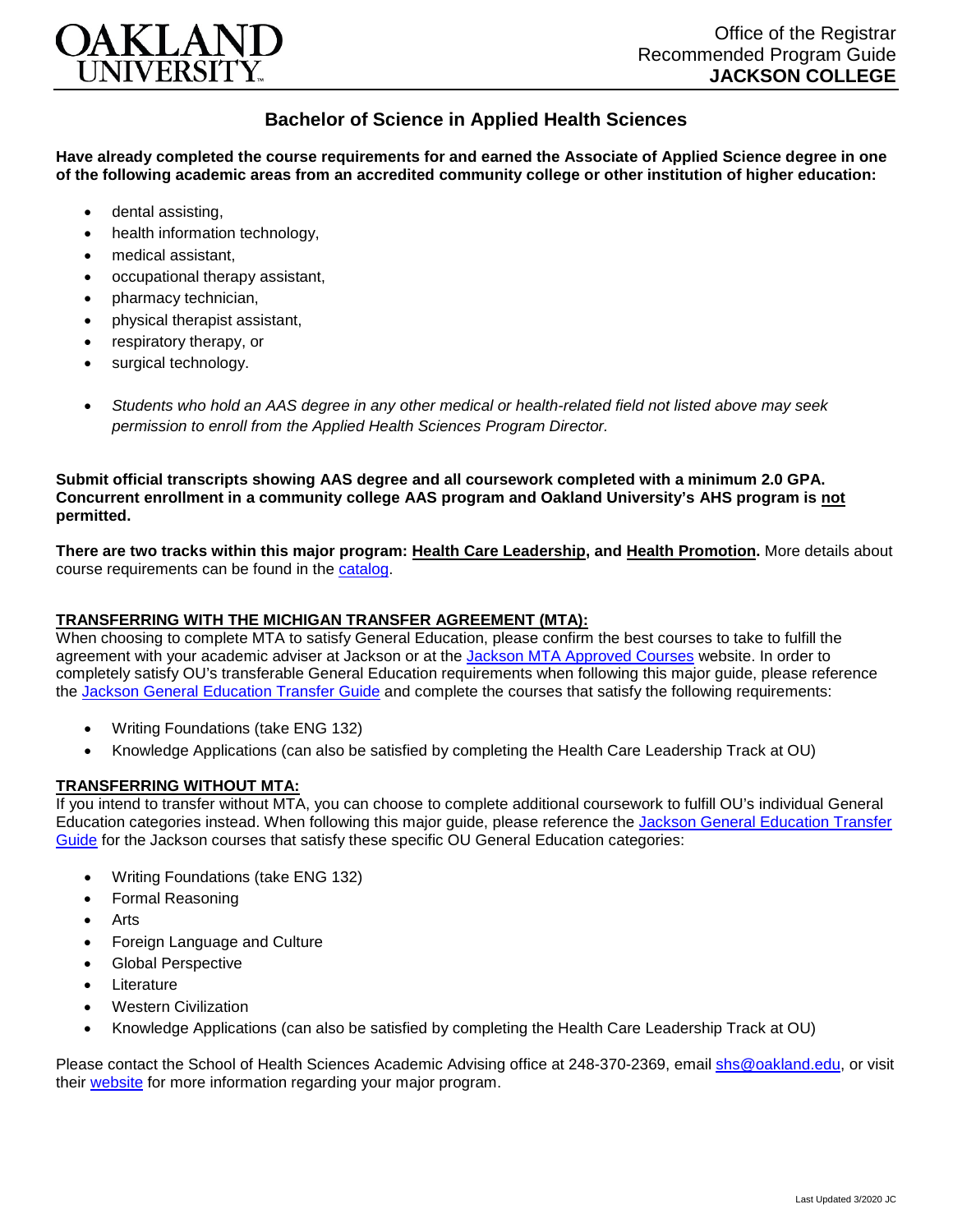# OAKLAND UNIVERSITY

Office of the Registrar
Recommended Program Guide
**JACKSON COLLEGE**

## Bachelor of Science in Applied Health Sciences

**Have already completed the course requirements for and earned the Associate of Applied Science degree in one of the following academic areas from an accredited community college or other institution of higher education:**

- dental assisting,
- health information technology,
- medical assistant,
- occupational therapy assistant,
- pharmacy technician,
- physical therapist assistant,
- respiratory therapy, or
- surgical technology.
- *Students who hold an AAS degree in any other medical or health-related field not listed above may seek permission to enroll from the Applied Health Sciences Program Director.*

**Submit official transcripts showing AAS degree and all coursework completed with a minimum 2.0 GPA. Concurrent enrollment in a community college AAS program and Oakland University's AHS program is not permitted.**

**There are two tracks within this major program: Health Care Leadership, and Health Promotion.** More details about course requirements can be found in the catalog.

### TRANSFERRING WITH THE MICHIGAN TRANSFER AGREEMENT (MTA):

When choosing to complete MTA to satisfy General Education, please confirm the best courses to take to fulfill the agreement with your academic adviser at Jackson or at the Jackson MTA Approved Courses website. In order to completely satisfy OU's transferable General Education requirements when following this major guide, please reference the Jackson General Education Transfer Guide and complete the courses that satisfy the following requirements:

- Writing Foundations (take ENG 132)
- Knowledge Applications (can also be satisfied by completing the Health Care Leadership Track at OU)

### TRANSFERRING WITHOUT MTA:

If you intend to transfer without MTA, you can choose to complete additional coursework to fulfill OU's individual General Education categories instead. When following this major guide, please reference the Jackson General Education Transfer Guide for the Jackson courses that satisfy these specific OU General Education categories:

- Writing Foundations (take ENG 132)
- Formal Reasoning
- Arts
- Foreign Language and Culture
- Global Perspective
- Literature
- Western Civilization
- Knowledge Applications (can also be satisfied by completing the Health Care Leadership Track at OU)

Please contact the School of Health Sciences Academic Advising office at 248-370-2369, email shs@oakland.edu, or visit their website for more information regarding your major program.

Last Updated 3/2020 JC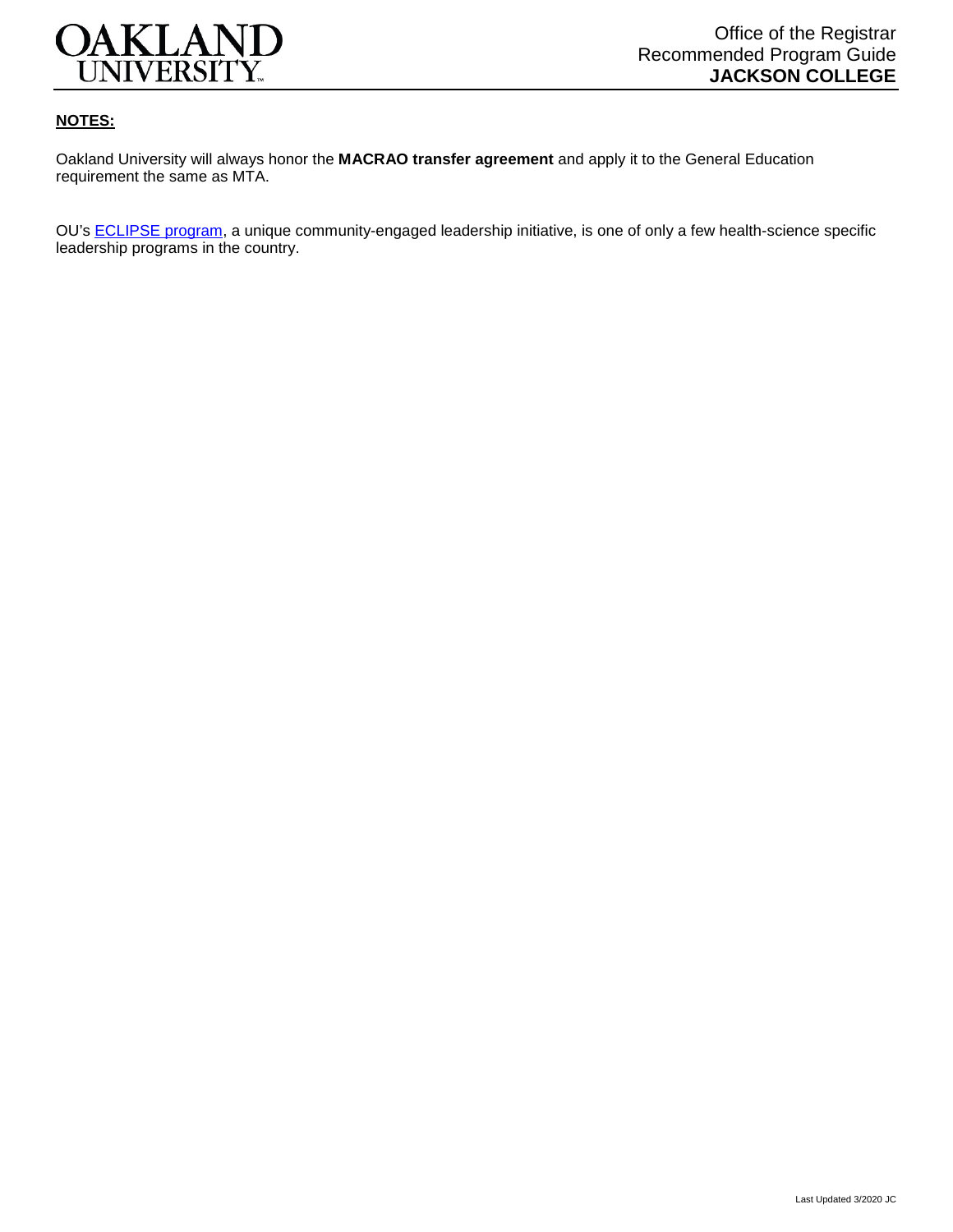**NOTES:**

Oakland University will always honor the **MACRAO transfer agreement** and apply it to the General Education requirement the same as MTA.

OU's ECLIPSE program, a unique community-engaged leadership initiative, is one of only a few health-science specific leadership programs in the country.